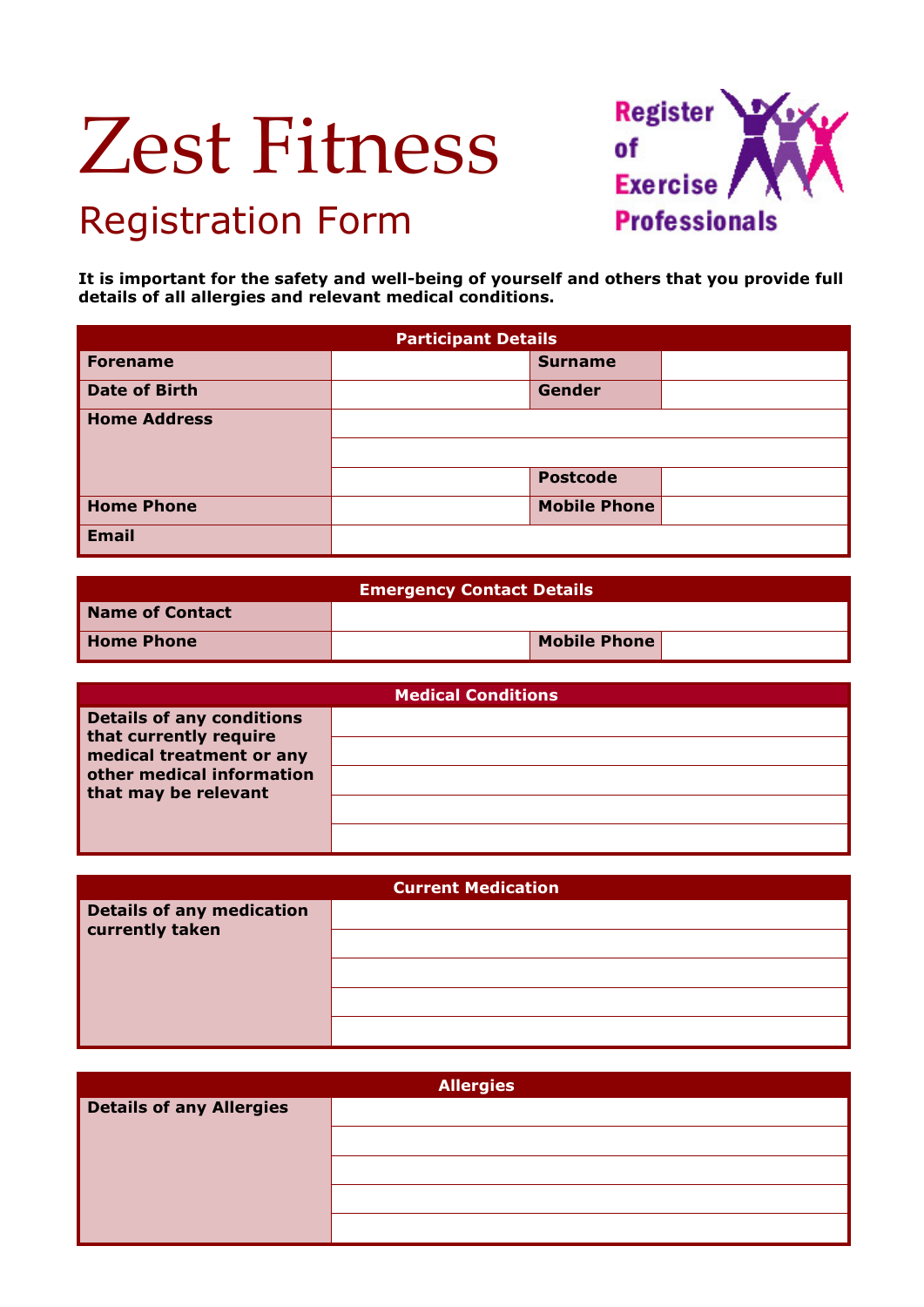# Zest Fitness

## Registration Form

Register of Exercise Professionals

**It is important for the safety and well-being of yourself and others that you provide full details of all allergies and relevant medical conditions.**

| Participant Details | | | |
|---|---|---|---|
| **Forename** | | **Surname** | |
| **Date of Birth** | | **Gender** | |
| **Home Address** | | | |
| | | | |
| | | **Postcode** | |
| **Home Phone** | | **Mobile Phone** | |
| **Email** | | | |

| Emergency Contact Details | | | |
|---|---|---|---|
| **Name of Contact** | | | |
| **Home Phone** | | **Mobile Phone** | |

| Medical Conditions | |
|---|---|
| **Details of any conditions that currently require medical treatment or any other medical information that may be relevant** | |
| | |
| | |
| | |
| | |

| Current Medication | |
|---|---|
| **Details of any medication currently taken** | |
| | |
| | |
| | |
| | |

| Allergies | |
|---|---|
| **Details of any Allergies** | |
| | |
| | |
| | |
| | |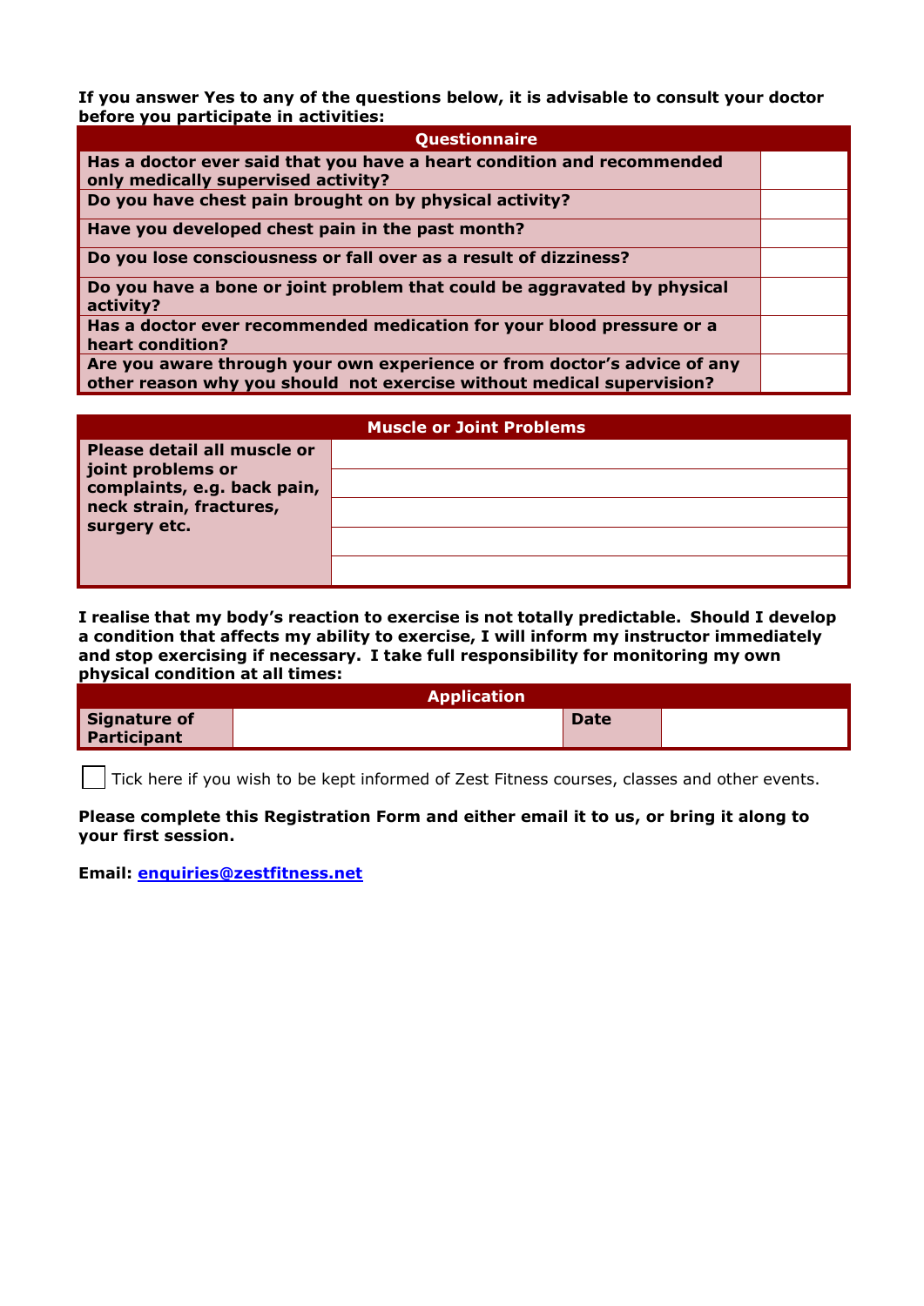**If you answer Yes to any of the questions below, it is advisable to consult your doctor before you participate in activities:**

| Questionnaire | |
|---|---|
| Has a doctor ever said that you have a heart condition and recommended only medically supervised activity? | |
| Do you have chest pain brought on by physical activity? | |
| Have you developed chest pain in the past month? | |
| Do you lose consciousness or fall over as a result of dizziness? | |
| Do you have a bone or joint problem that could be aggravated by physical activity? | |
| Has a doctor ever recommended medication for your blood pressure or a heart condition? | |
| Are you aware through your own experience or from doctor's advice of any other reason why you should not exercise without medical supervision? | |

| Muscle or Joint Problems | |
|---|---|
| Please detail all muscle or joint problems or complaints, e.g. back pain, neck strain, fractures, surgery etc. | |
| | |
| | |
| | |
| | |

**I realise that my body's reaction to exercise is not totally predictable. Should I develop a condition that affects my ability to exercise, I will inform my instructor immediately and stop exercising if necessary. I take full responsibility for monitoring my own physical condition at all times:**

| Application | | | |
|---|---|---|---|
| Signature of Participant | | Date | |

☐ Tick here if you wish to be kept informed of Zest Fitness courses, classes and other events.

**Please complete this Registration Form and either email it to us, or bring it along to your first session.**

**Email: enquiries@zestfitness.net**